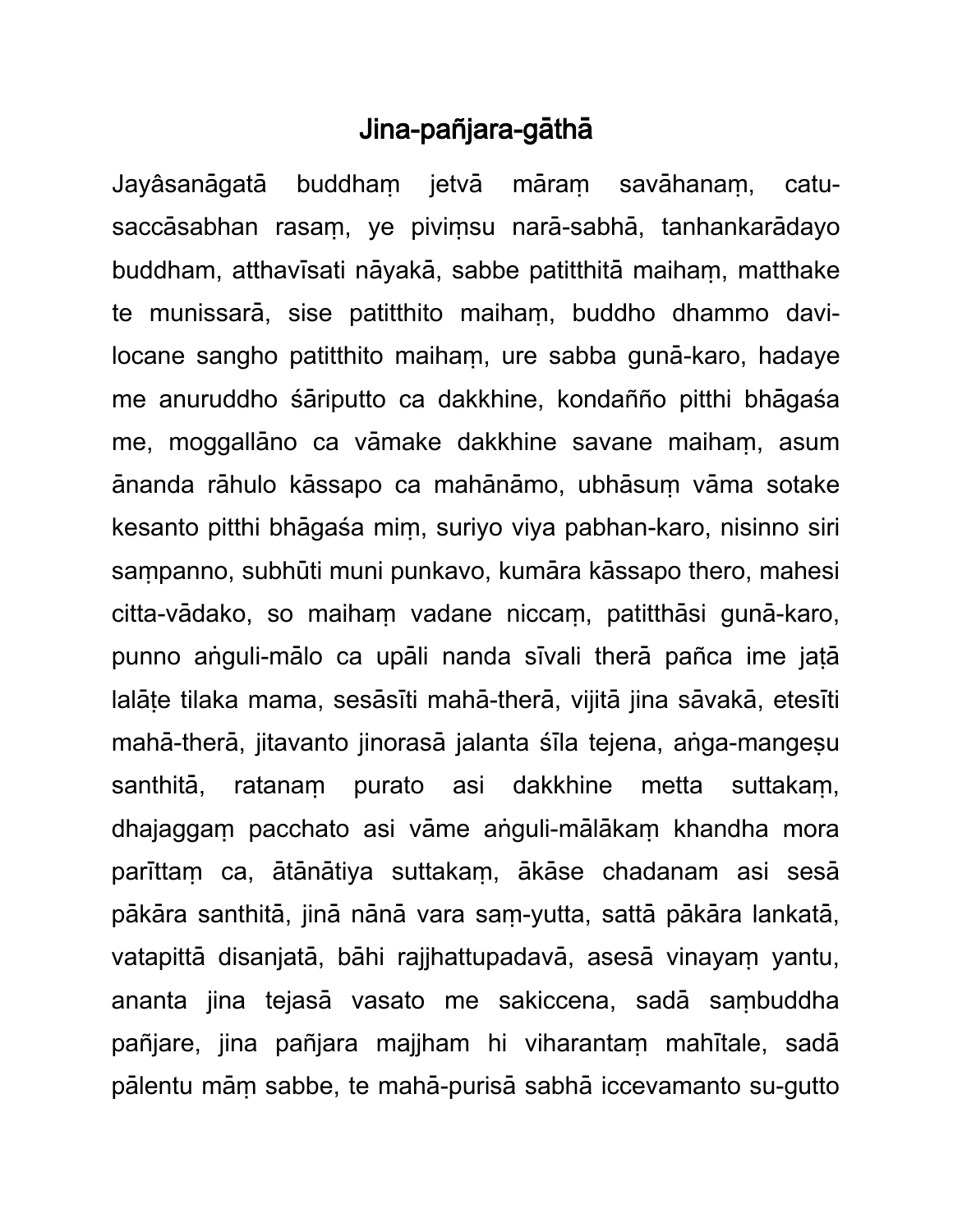# Jina-pañjara-gāthā

Jayâsanāgatā buddhaṃ jetvā māraṃ savāhanaṃ, catu-saccāsabhan rasaṃ, ye piviṃsu narā-sabhā, tanhankarādayo buddham, atthavīsati nāyakā, sabbe patitthitā maihaṃ, matthake te munissarā, sise patitthito maihaṃ, buddho dhammo davi-locane sangho patitthito maihaṃ, ure sabba gunā-karo, hadaye me anuruddho śāriputto ca dakkhine, kondañño pitthi bhāgaśa me, moggallāno ca vāmake dakkhine savane maihaṃ, asum ānanda rāhulo kāssapo ca mahānāmo, ubhāsuṃ vāma sotake kesanto pitthi bhāgaśa miṃ, suriyo viya pabhan-karo, nisinno siri saṃpanno, subhūti muni punkavo, kumāra kāssapo thero, mahesi citta-vādako, so maihaṃ vadane niccaṃ, patitthāsi gunā-karo, punno aṅguli-mālo ca upāli nanda sīvali therā pañca ime jaṭā lalāṭe tilaka mama, sesāsīti mahā-therā, vijitā jina sāvakā, etesīti mahā-therā, jitavanto jinorasā jalanta śīla tejena, aṅga-mangeṣu santhitā, ratanaṃ purato asi dakkhine metta suttakaṃ, dhajaggaṃ pacchato asi vāme aṅguli-mālākaṃ khandha mora parīttaṃ ca, ātānātiya suttakaṃ, ākāse chadanam asi sesā pākāra santhitā, jinā nānā vara saṃ-yutta, sattā pākāra lankatā, vatapittā disanjatā, bāhi rajjhattupadavā, asesā vinayaṃ yantu, ananta jina tejasā vasato me sakiccena, sadā saṃbuddha pañjare, jina pañjara majjham hi viharantaṃ mahītale, sadā pālentu māṃ sabbe, te mahā-purisā sabhā iccevamanto su-gutto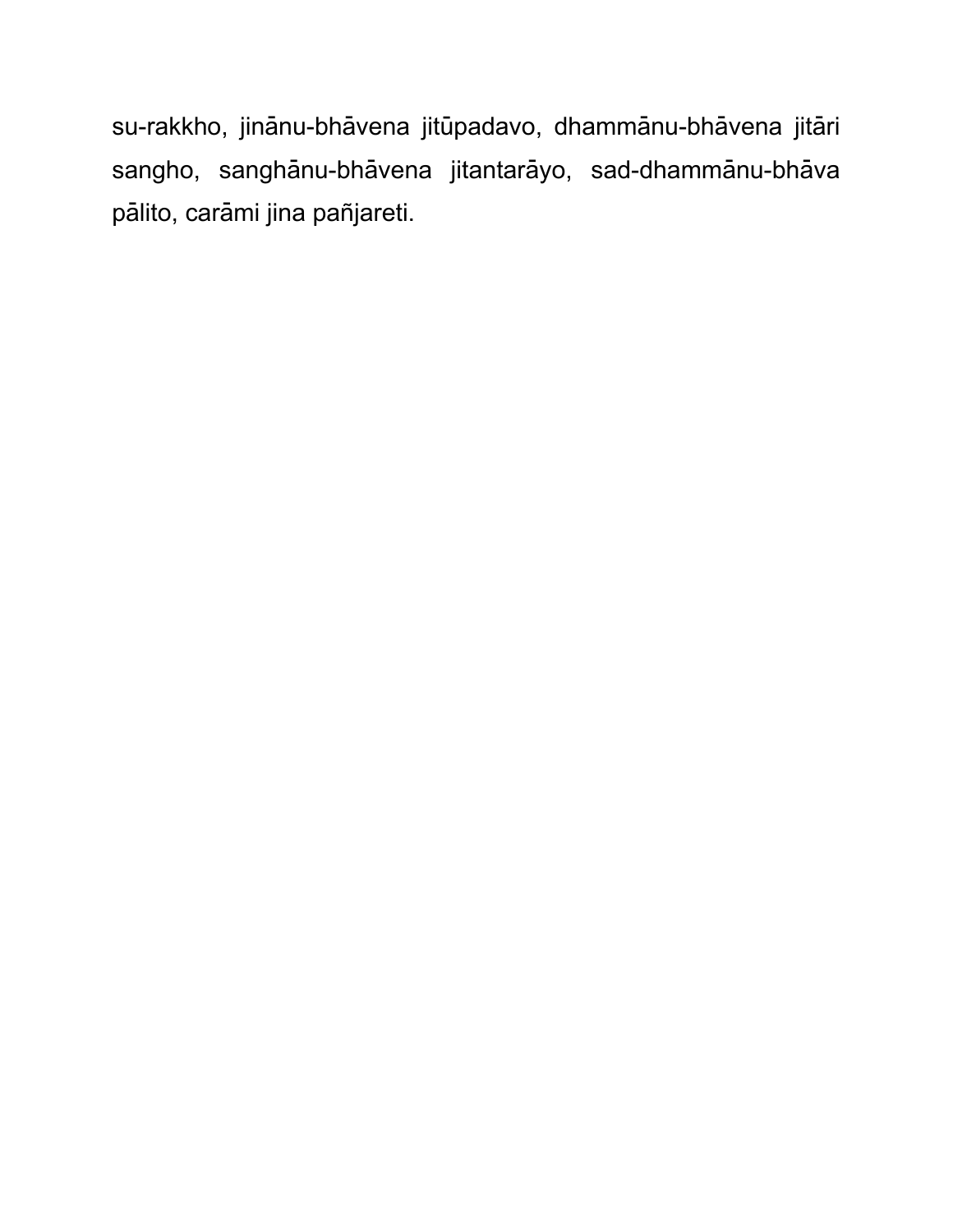su-rakkho, jinānu-bhāvena jitūpadavo, dhammānu-bhāvena jitāri sangho, sanghānu-bhāvena jitantarāyo, sad-dhammānu-bhāva pālito, carāmi jina pañjareti.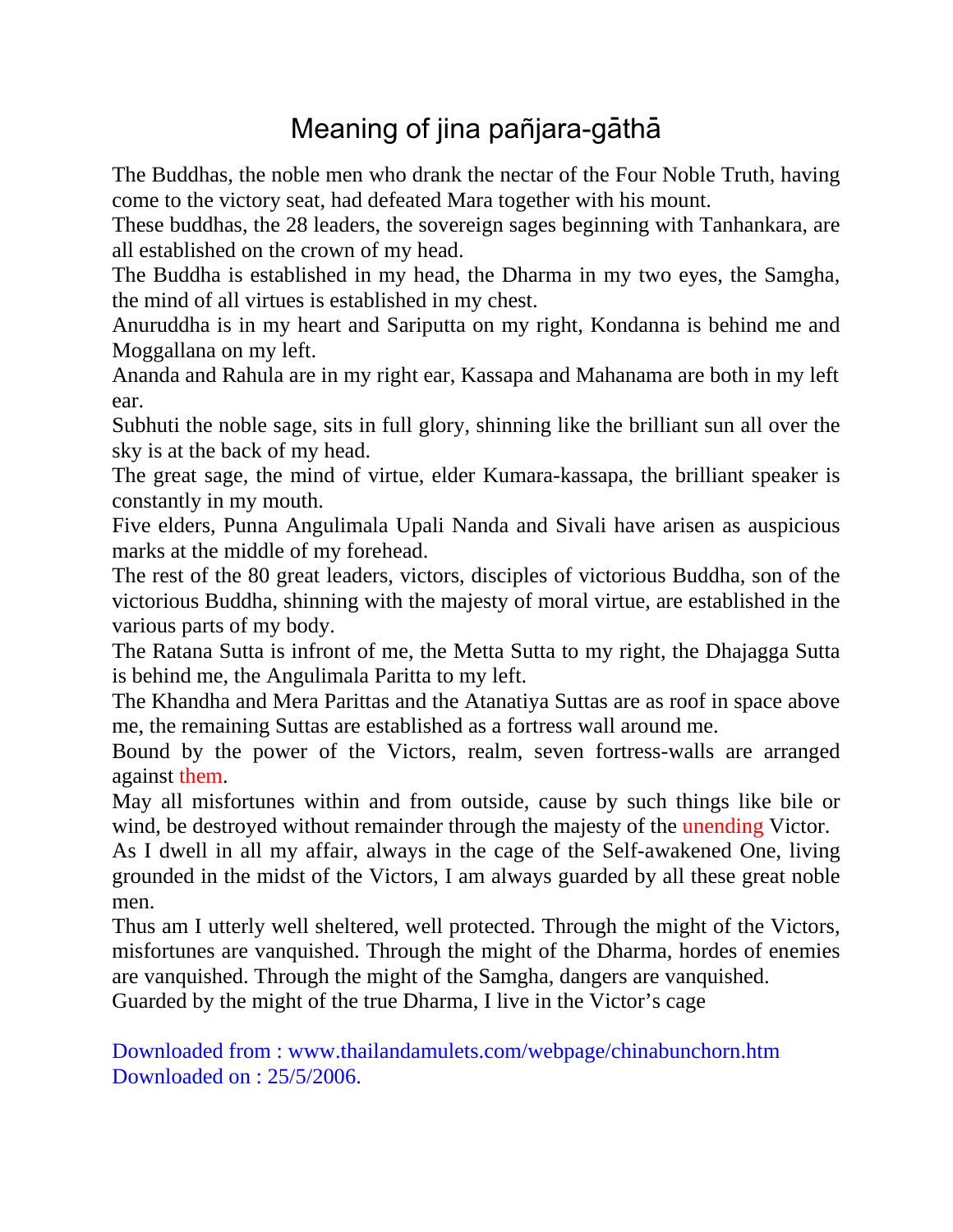# Meaning of jina pañjara-gāthā

The Buddhas, the noble men who drank the nectar of the Four Noble Truth, having come to the victory seat, had defeated Mara together with his mount.

These buddhas, the 28 leaders, the sovereign sages beginning with Tanhankara, are all established on the crown of my head.

The Buddha is established in my head, the Dharma in my two eyes, the Samgha, the mind of all virtues is established in my chest.

Anuruddha is in my heart and Sariputta on my right, Kondanna is behind me and Moggallana on my left.

Ananda and Rahula are in my right ear, Kassapa and Mahanama are both in my left ear.

Subhuti the noble sage, sits in full glory, shinning like the brilliant sun all over the sky is at the back of my head.

The great sage, the mind of virtue, elder Kumara-kassapa, the brilliant speaker is constantly in my mouth.

Five elders, Punna Angulimala Upali Nanda and Sivali have arisen as auspicious marks at the middle of my forehead.

The rest of the 80 great leaders, victors, disciples of victorious Buddha, son of the victorious Buddha, shinning with the majesty of moral virtue, are established in the various parts of my body.

The Ratana Sutta is infront of me, the Metta Sutta to my right, the Dhajagga Sutta is behind me, the Angulimala Paritta to my left.

The Khandha and Mera Parittas and the Atanatiya Suttas are as roof in space above me, the remaining Suttas are established as a fortress wall around me.

Bound by the power of the Victors, realm, seven fortress-walls are arranged against them.

May all misfortunes within and from outside, cause by such things like bile or wind, be destroyed without remainder through the majesty of the unending Victor.

As I dwell in all my affair, always in the cage of the Self-awakened One, living grounded in the midst of the Victors, I am always guarded by all these great noble men.

Thus am I utterly well sheltered, well protected. Through the might of the Victors, misfortunes are vanquished. Through the might of the Dharma, hordes of enemies are vanquished. Through the might of the Samgha, dangers are vanquished.

Guarded by the might of the true Dharma, I live in the Victor's cage

Downloaded from : www.thailandamulets.com/webpage/chinabunchorn.htm
Downloaded on : 25/5/2006.